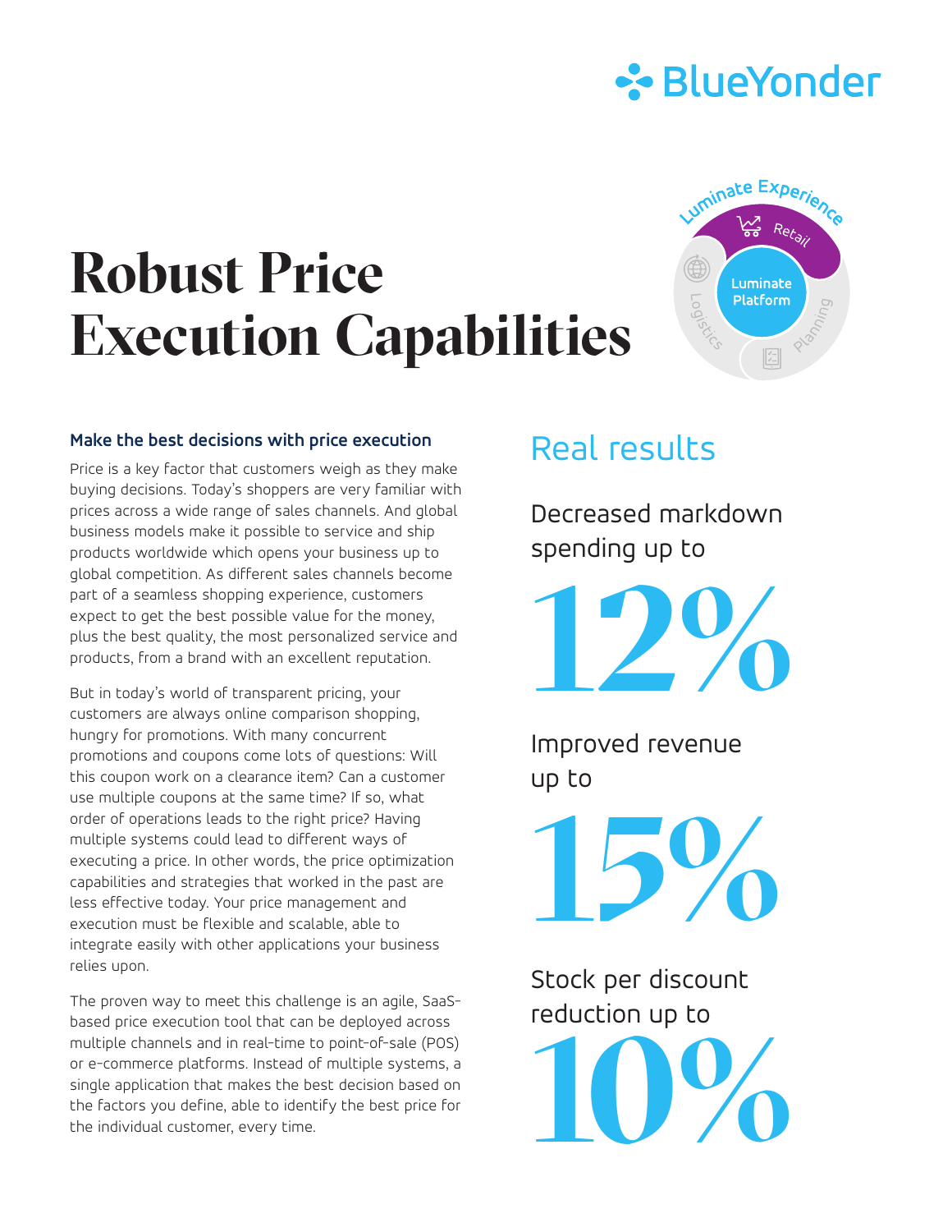# Robust Price Execution Capabilities

### Make the best decisions with price execution

Price is a key factor that customers weigh as they make buying decisions. Today's shoppers are very familiar with prices across a wide range of sales channels. And global business models make it possible to service and ship products worldwide which opens your business up to global competition. As different sales channels become part of a seamless shopping experience, customers expect to get the best possible value for the money, plus the best quality, the most personalized service and products, from a brand with an excellent reputation.

But in today's world of transparent pricing, your customers are always online comparison shopping, hungry for promotions. With many concurrent promotions and coupons come lots of questions: Will this coupon work on a clearance item? Can a customer use multiple coupons at the same time? If so, what order of operations leads to the right price? Having multiple systems could lead to different ways of executing a price. In other words, the price optimization capabilities and strategies that worked in the past are less effective today. Your price management and execution must be flexible and scalable, able to integrate easily with other applications your business relies upon.

The proven way to meet this challenge is an agile, SaaS-based price execution tool that can be deployed across multiple channels and in real-time to point-of-sale (POS) or e-commerce platforms. Instead of multiple systems, a single application that makes the best decision based on the factors you define, able to identify the best price for the individual customer, every time.

## Real results

Decreased markdown spending up to

**12%**

Improved revenue up to

**15%**

Stock per discount reduction up to

**10%**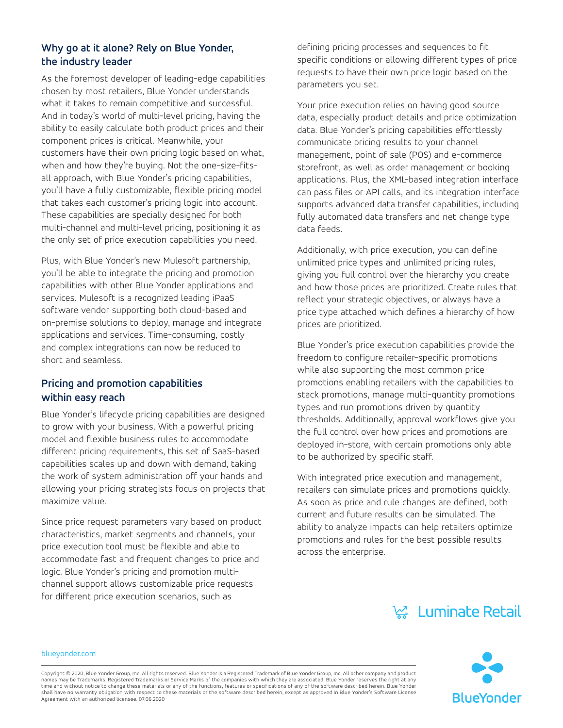## Why go at it alone? Rely on Blue Yonder, the industry leader

As the foremost developer of leading-edge capabilities chosen by most retailers, Blue Yonder understands what it takes to remain competitive and successful. And in today's world of multi-level pricing, having the ability to easily calculate both product prices and their component prices is critical. Meanwhile, your customers have their own pricing logic based on what, when and how they're buying. Not the one-size-fits-all approach, with Blue Yonder's pricing capabilities, you'll have a fully customizable, flexible pricing model that takes each customer's pricing logic into account. These capabilities are specially designed for both multi-channel and multi-level pricing, positioning it as the only set of price execution capabilities you need.

Plus, with Blue Yonder's new Mulesoft partnership, you'll be able to integrate the pricing and promotion capabilities with other Blue Yonder applications and services. Mulesoft is a recognized leading iPaaS software vendor supporting both cloud-based and on-premise solutions to deploy, manage and integrate applications and services. Time-consuming, costly and complex integrations can now be reduced to short and seamless.

## Pricing and promotion capabilities within easy reach

Blue Yonder's lifecycle pricing capabilities are designed to grow with your business. With a powerful pricing model and flexible business rules to accommodate different pricing requirements, this set of SaaS-based capabilities scales up and down with demand, taking the work of system administration off your hands and allowing your pricing strategists focus on projects that maximize value.

Since price request parameters vary based on product characteristics, market segments and channels, your price execution tool must be flexible and able to accommodate fast and frequent changes to price and logic. Blue Yonder's pricing and promotion multi-channel support allows customizable price requests for different price execution scenarios, such as defining pricing processes and sequences to fit specific conditions or allowing different types of price requests to have their own price logic based on the parameters you set.

Your price execution relies on having good source data, especially product details and price optimization data. Blue Yonder's pricing capabilities effortlessly communicate pricing results to your channel management, point of sale (POS) and e-commerce storefront, as well as order management or booking applications. Plus, the XML-based integration interface can pass files or API calls, and its integration interface supports advanced data transfer capabilities, including fully automated data transfers and net change type data feeds.

Additionally, with price execution, you can define unlimited price types and unlimited pricing rules, giving you full control over the hierarchy you create and how those prices are prioritized. Create rules that reflect your strategic objectives, or always have a price type attached which defines a hierarchy of how prices are prioritized.

Blue Yonder's price execution capabilities provide the freedom to configure retailer-specific promotions while also supporting the most common price promotions enabling retailers with the capabilities to stack promotions, manage multi-quantity promotions types and run promotions driven by quantity thresholds. Additionally, approval workflows give you the full control over how prices and promotions are deployed in-store, with certain promotions only able to be authorized by specific staff.

With integrated price execution and management, retailers can simulate prices and promotions quickly. As soon as price and rule changes are defined, both current and future results can be simulated. The ability to analyze impacts can help retailers optimize promotions and rules for the best possible results across the enterprise.

Luminate Retail

blueyonder.com

Copyright © 2020, Blue Yonder Group, Inc. All rights reserved. Blue Yonder is a Registered Trademark of Blue Yonder Group, Inc. All other company and product names may be Trademarks, Registered Trademarks or Service Marks of the companies with which they are associated. Blue Yonder reserves the right at any time and without notice to change these materials or any of the functions, features or specifications of any of the software described herein. Blue Yonder shall have no warranty obligation with respect to these materials or the software described herein, except as approved in Blue Yonder's Software License Agreement with an authorized licensee. 07.06.2020

BlueYonder